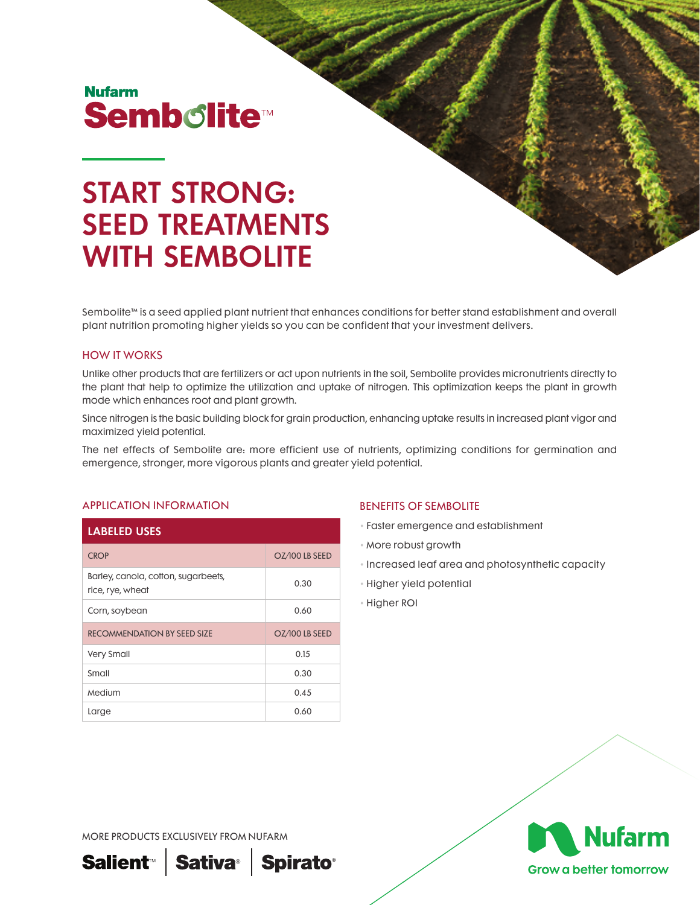Nufarm

# Sembolite™

# START STRONG: SEED TREATMENTS WITH SEMBOLITE

Sembolite™ is a seed applied plant nutrient that enhances conditions for better stand establishment and overall plant nutrition promoting higher yields so you can be confident that your investment delivers.

## HOW IT WORKS

Unlike other products that are fertilizers or act upon nutrients in the soil, Sembolite provides micronutrients directly to the plant that help to optimize the utilization and uptake of nitrogen. This optimization keeps the plant in growth mode which enhances root and plant growth.

Since nitrogen is the basic building block for grain production, enhancing uptake results in increased plant vigor and maximized yield potential.

The net effects of Sembolite are: more efficient use of nutrients, optimizing conditions for germination and emergence, stronger, more vigorous plants and greater yield potential.

## APPLICATION INFORMATION

| LABELED USES | |
|---|---|
| CROP | OZ/100 LB SEED |
| Barley, canola, cotton, sugarbeets, rice, rye, wheat | 0.30 |
| Corn, soybean | 0.60 |
| RECOMMENDATION BY SEED SIZE | OZ/100 LB SEED |
| Very Small | 0.15 |
| Small | 0.30 |
| Medium | 0.45 |
| Large | 0.60 |

## BENEFITS OF SEMBOLITE

- Faster emergence and establishment
- More robust growth
- Increased leaf area and photosynthetic capacity
- Higher yield potential
- Higher ROI

MORE PRODUCTS EXCLUSIVELY FROM NUFARM

**Salient™** | **Sativa®** | **Spirato®**

Nufarm
Grow a better tomorrow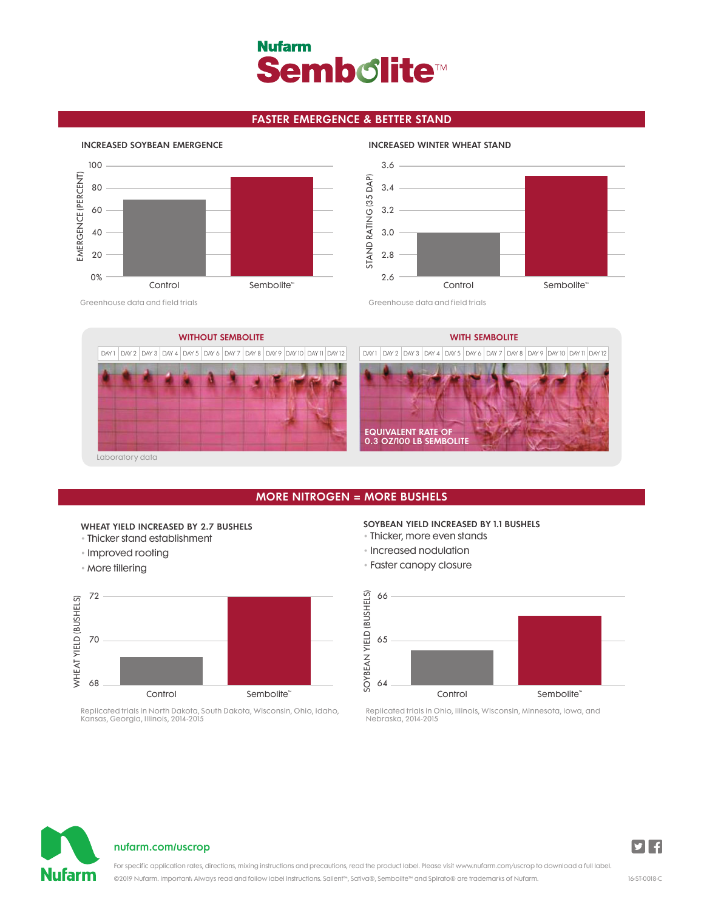Nufarm

# Sembolite™

## FASTER EMERGENCE & BETTER STAND

### INCREASED SOYBEAN EMERGENCE

EMERGENCE (PERCENT)

100
80
60
40
20
0%

Control
Sembolite™

Greenhouse data and field trials

### INCREASED WINTER WHEAT STAND

STAND RATING (35 DAP)

3.6
3.4
3.2
3.0
2.8
2.6

Control
Sembolite™

Greenhouse data and field trials

**WITHOUT SEMBOLITE**

DAY 1 DAY 2 DAY 3 DAY 4 DAY 5 DAY 6 DAY 7 DAY 8 DAY 9 DAY 10 DAY 11 DAY 12

**WITH SEMBOLITE**

DAY 1 DAY 2 DAY 3 DAY 4 DAY 5 DAY 6 DAY 7 DAY 8 DAY 9 DAY 10 DAY 11 DAY 12

EQUIVALENT RATE OF 0.3 OZ/100 LB SEMBOLITE

Laboratory data

## MORE NITROGEN = MORE BUSHELS

### WHEAT YIELD INCREASED BY 2.7 BUSHELS

- Thicker stand establishment
- Improved rooting
- More tillering

WHEAT YIELD (BUSHELS)

72
70
68

Control
Sembolite™

Replicated trials in North Dakota, South Dakota, Wisconsin, Ohio, Idaho, Kansas, Georgia, Illinois, 2014-2015

### SOYBEAN YIELD INCREASED BY 1.1 BUSHELS

- Thicker, more even stands
- Increased nodulation
- Faster canopy closure

SOYBEAN YIELD (BUSHELS)

66
65
64

Control
Sembolite™

Replicated trials in Ohio, Illinois, Wisconsin, Minnesota, Iowa, and Nebraska, 2014-2015

Nufarm

nufarm.com/uscrop

For specific application rates, directions, mixing instructions and precautions, read the product label. Please visit www.nufarm.com/uscrop to download a full label.

©2019 Nufarm. Important: Always read and follow label instructions. Salient™, Sativa®, Sembolite™ and Spirato® are trademarks of Nufarm.

16-ST-0018-C